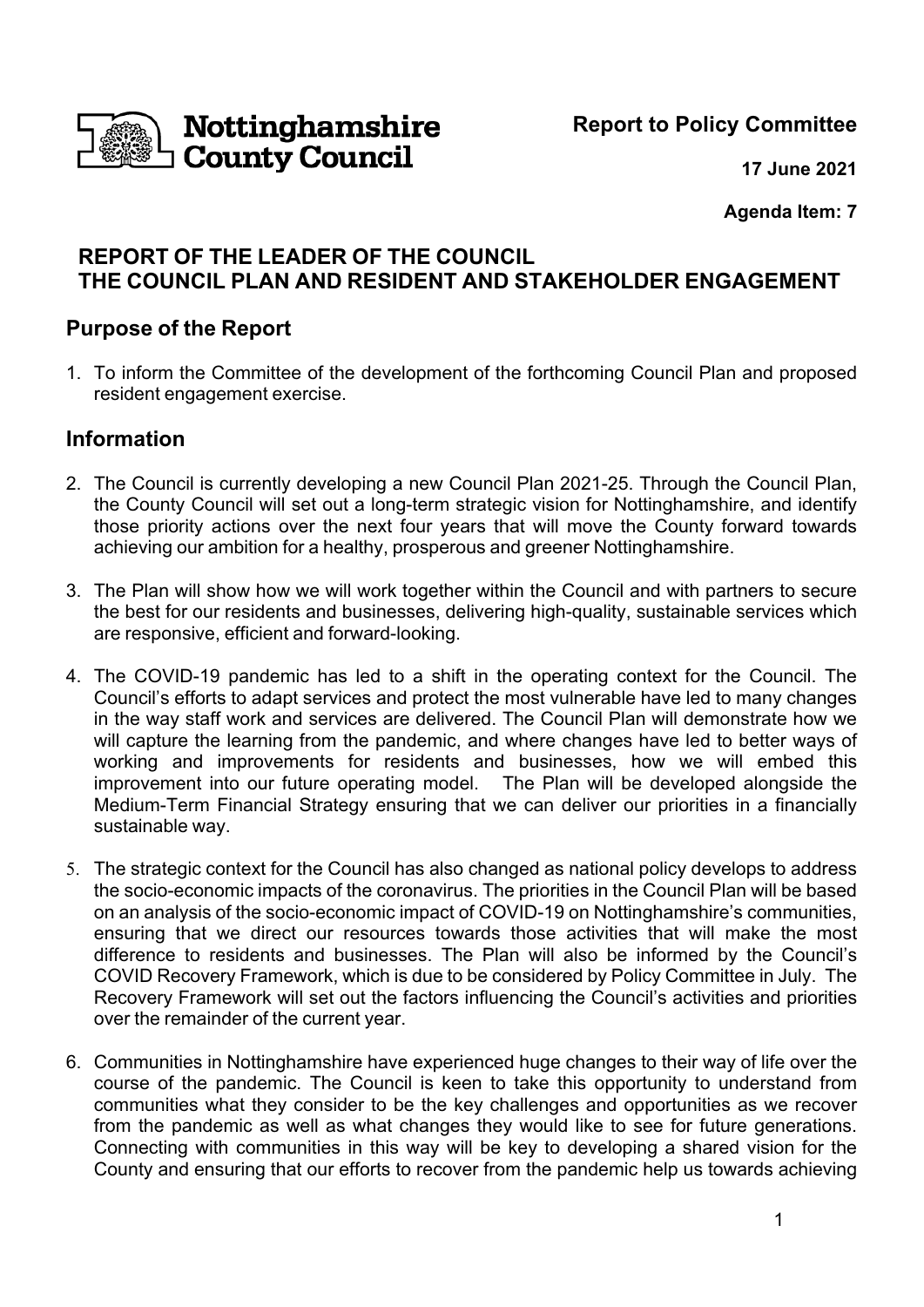Nottinghamshire County Council

**Report to Policy Committee**

**17 June 2021**

**Agenda Item: 7**

# REPORT OF THE LEADER OF THE COUNCIL
# THE COUNCIL PLAN AND RESIDENT AND STAKEHOLDER ENGAGEMENT

## Purpose of the Report

1. To inform the Committee of the development of the forthcoming Council Plan and proposed resident engagement exercise.

## Information

2. The Council is currently developing a new Council Plan 2021-25. Through the Council Plan, the County Council will set out a long-term strategic vision for Nottinghamshire, and identify those priority actions over the next four years that will move the County forward towards achieving our ambition for a healthy, prosperous and greener Nottinghamshire.

3. The Plan will show how we will work together within the Council and with partners to secure the best for our residents and businesses, delivering high-quality, sustainable services which are responsive, efficient and forward-looking.

4. The COVID-19 pandemic has led to a shift in the operating context for the Council. The Council's efforts to adapt services and protect the most vulnerable have led to many changes in the way staff work and services are delivered. The Council Plan will demonstrate how we will capture the learning from the pandemic, and where changes have led to better ways of working and improvements for residents and businesses, how we will embed this improvement into our future operating model. The Plan will be developed alongside the Medium-Term Financial Strategy ensuring that we can deliver our priorities in a financially sustainable way.

5. The strategic context for the Council has also changed as national policy develops to address the socio-economic impacts of the coronavirus. The priorities in the Council Plan will be based on an analysis of the socio-economic impact of COVID-19 on Nottinghamshire's communities, ensuring that we direct our resources towards those activities that will make the most difference to residents and businesses. The Plan will also be informed by the Council's COVID Recovery Framework, which is due to be considered by Policy Committee in July. The Recovery Framework will set out the factors influencing the Council's activities and priorities over the remainder of the current year.

6. Communities in Nottinghamshire have experienced huge changes to their way of life over the course of the pandemic. The Council is keen to take this opportunity to understand from communities what they consider to be the key challenges and opportunities as we recover from the pandemic as well as what changes they would like to see for future generations. Connecting with communities in this way will be key to developing a shared vision for the County and ensuring that our efforts to recover from the pandemic help us towards achieving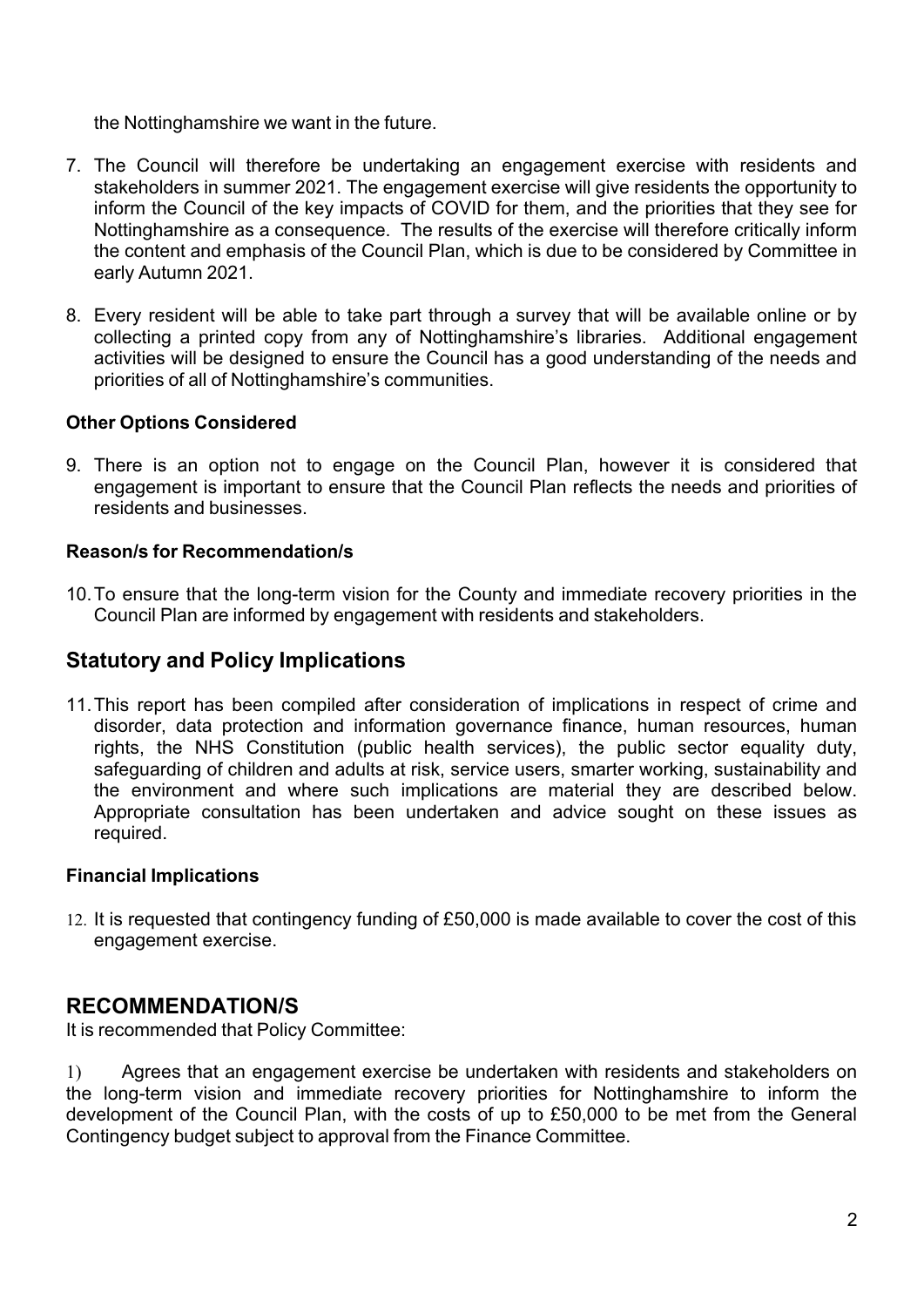the Nottinghamshire we want in the future.

7. The Council will therefore be undertaking an engagement exercise with residents and stakeholders in summer 2021. The engagement exercise will give residents the opportunity to inform the Council of the key impacts of COVID for them, and the priorities that they see for Nottinghamshire as a consequence. The results of the exercise will therefore critically inform the content and emphasis of the Council Plan, which is due to be considered by Committee in early Autumn 2021.

8. Every resident will be able to take part through a survey that will be available online or by collecting a printed copy from any of Nottinghamshire's libraries. Additional engagement activities will be designed to ensure the Council has a good understanding of the needs and priorities of all of Nottinghamshire's communities.

**Other Options Considered**

9. There is an option not to engage on the Council Plan, however it is considered that engagement is important to ensure that the Council Plan reflects the needs and priorities of residents and businesses.

**Reason/s for Recommendation/s**

10. To ensure that the long-term vision for the County and immediate recovery priorities in the Council Plan are informed by engagement with residents and stakeholders.

## Statutory and Policy Implications

11. This report has been compiled after consideration of implications in respect of crime and disorder, data protection and information governance finance, human resources, human rights, the NHS Constitution (public health services), the public sector equality duty, safeguarding of children and adults at risk, service users, smarter working, sustainability and the environment and where such implications are material they are described below. Appropriate consultation has been undertaken and advice sought on these issues as required.

**Financial Implications**

12. It is requested that contingency funding of £50,000 is made available to cover the cost of this engagement exercise.

## RECOMMENDATION/S

It is recommended that Policy Committee:

1) Agrees that an engagement exercise be undertaken with residents and stakeholders on the long-term vision and immediate recovery priorities for Nottinghamshire to inform the development of the Council Plan, with the costs of up to £50,000 to be met from the General Contingency budget subject to approval from the Finance Committee.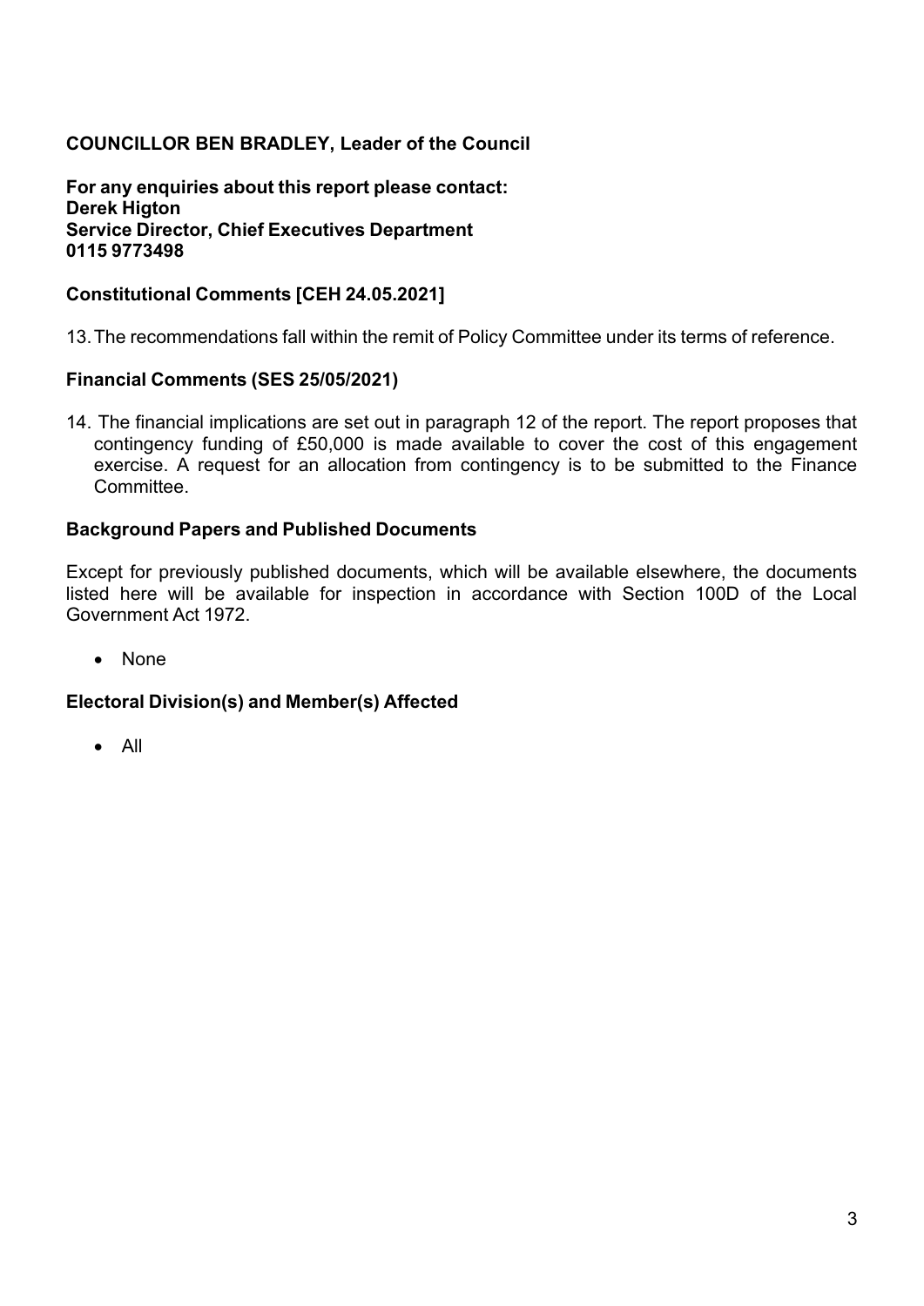**COUNCILLOR BEN BRADLEY, Leader of the Council**

**For any enquiries about this report please contact:**
**Derek Higton**
**Service Director, Chief Executives Department**
**0115 9773498**

**Constitutional Comments [CEH 24.05.2021]**

13. The recommendations fall within the remit of Policy Committee under its terms of reference.

**Financial Comments (SES 25/05/2021)**

14. The financial implications are set out in paragraph 12 of the report. The report proposes that contingency funding of £50,000 is made available to cover the cost of this engagement exercise. A request for an allocation from contingency is to be submitted to the Finance Committee.

**Background Papers and Published Documents**

Except for previously published documents, which will be available elsewhere, the documents listed here will be available for inspection in accordance with Section 100D of the Local Government Act 1972.

- None

**Electoral Division(s) and Member(s) Affected**

- All